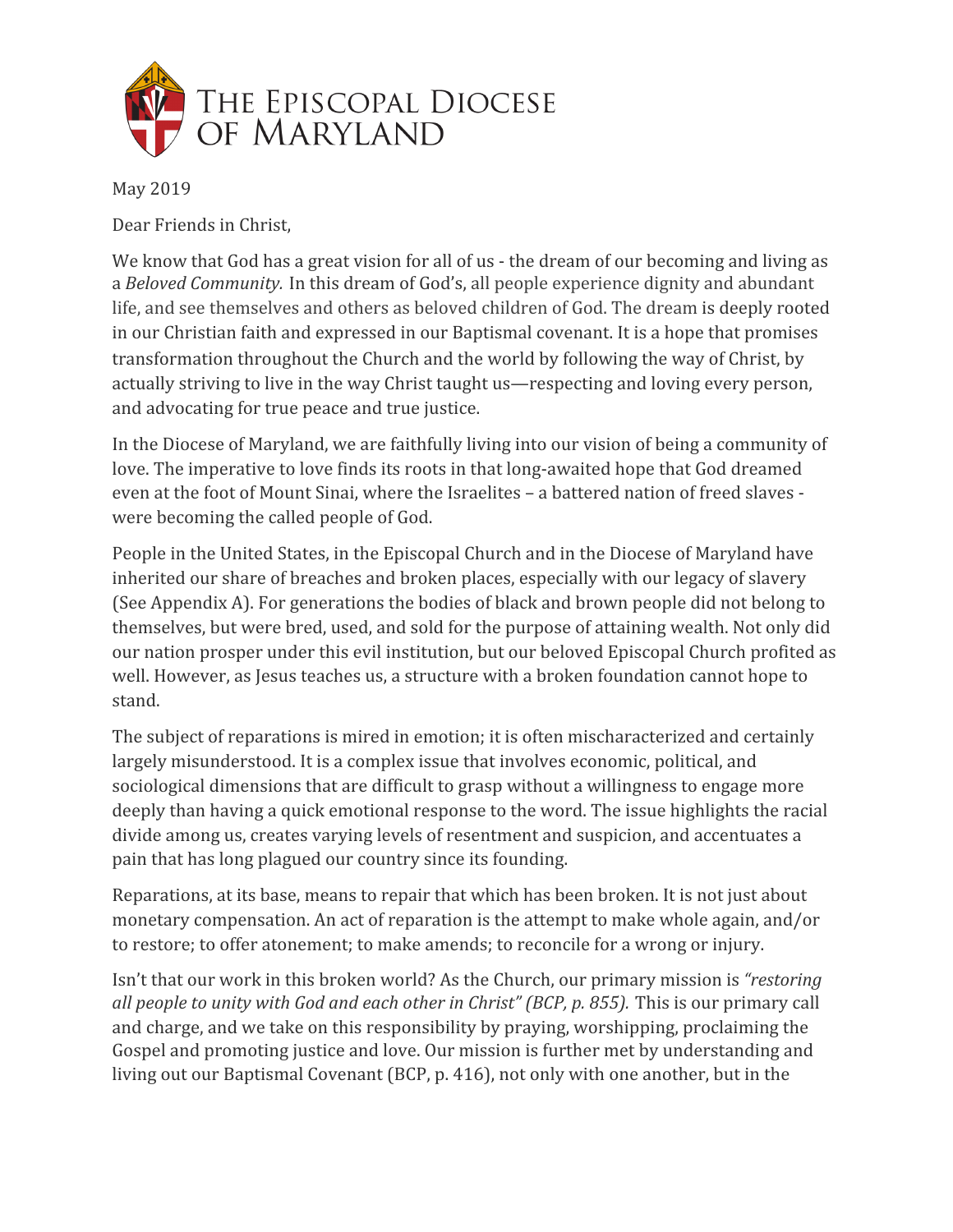# The Episcopal Diocese of Maryland

May 2019

Dear Friends in Christ,

We know that God has a great vision for all of us - the dream of our becoming and living as a *Beloved Community.* In this dream of God's, all people experience dignity and abundant life, and see themselves and others as beloved children of God. The dream is deeply rooted in our Christian faith and expressed in our Baptismal covenant. It is a hope that promises transformation throughout the Church and the world by following the way of Christ, by actually striving to live in the way Christ taught us—respecting and loving every person, and advocating for true peace and true justice.

In the Diocese of Maryland, we are faithfully living into our vision of being a community of love. The imperative to love finds its roots in that long-awaited hope that God dreamed even at the foot of Mount Sinai, where the Israelites – a battered nation of freed slaves - were becoming the called people of God.

People in the United States, in the Episcopal Church and in the Diocese of Maryland have inherited our share of breaches and broken places, especially with our legacy of slavery (See Appendix A). For generations the bodies of black and brown people did not belong to themselves, but were bred, used, and sold for the purpose of attaining wealth. Not only did our nation prosper under this evil institution, but our beloved Episcopal Church profited as well. However, as Jesus teaches us, a structure with a broken foundation cannot hope to stand.

The subject of reparations is mired in emotion; it is often mischaracterized and certainly largely misunderstood. It is a complex issue that involves economic, political, and sociological dimensions that are difficult to grasp without a willingness to engage more deeply than having a quick emotional response to the word. The issue highlights the racial divide among us, creates varying levels of resentment and suspicion, and accentuates a pain that has long plagued our country since its founding.

Reparations, at its base, means to repair that which has been broken. It is not just about monetary compensation. An act of reparation is the attempt to make whole again, and/or to restore; to offer atonement; to make amends; to reconcile for a wrong or injury.

Isn't that our work in this broken world? As the Church, our primary mission is *"restoring all people to unity with God and each other in Christ" (BCP, p. 855).* This is our primary call and charge, and we take on this responsibility by praying, worshipping, proclaiming the Gospel and promoting justice and love. Our mission is further met by understanding and living out our Baptismal Covenant (BCP, p. 416), not only with one another, but in the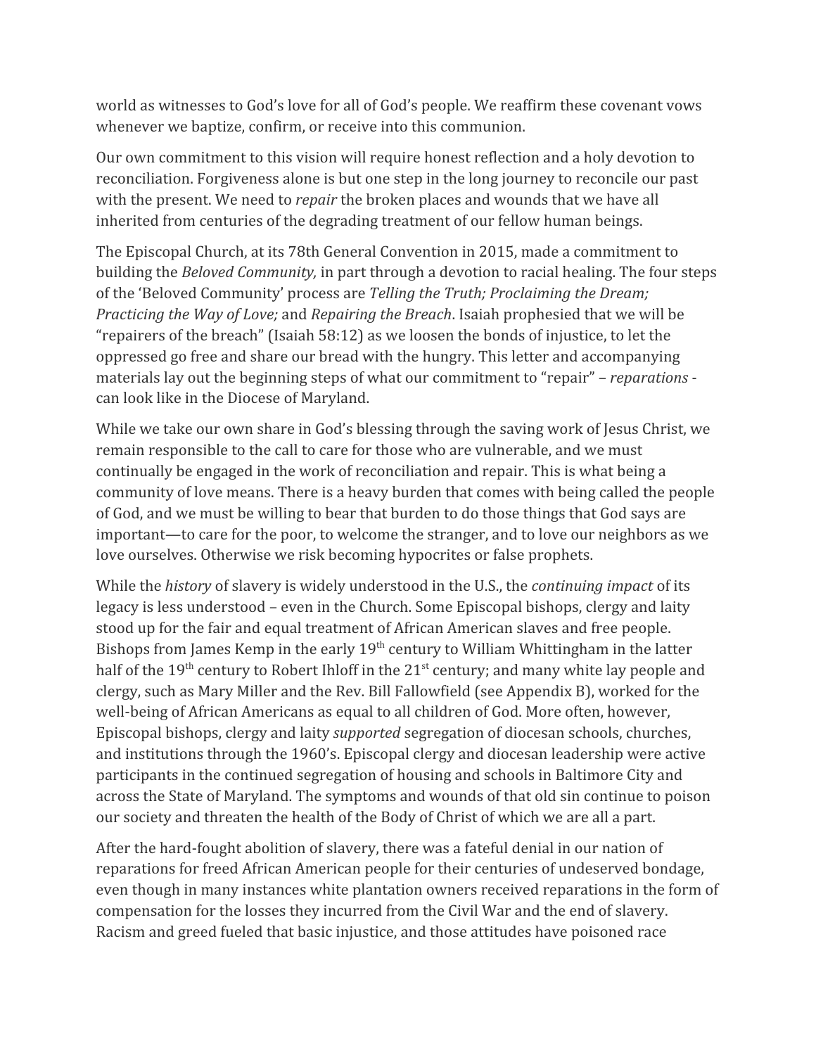world as witnesses to God's love for all of God's people. We reaffirm these covenant vows whenever we baptize, confirm, or receive into this communion.

Our own commitment to this vision will require honest reflection and a holy devotion to reconciliation. Forgiveness alone is but one step in the long journey to reconcile our past with the present. We need to *repair* the broken places and wounds that we have all inherited from centuries of the degrading treatment of our fellow human beings.

The Episcopal Church, at its 78th General Convention in 2015, made a commitment to building the *Beloved Community,* in part through a devotion to racial healing. The four steps of the 'Beloved Community' process are *Telling the Truth; Proclaiming the Dream; Practicing the Way of Love;* and *Repairing the Breach*. Isaiah prophesied that we will be "repairers of the breach" (Isaiah 58:12) as we loosen the bonds of injustice, to let the oppressed go free and share our bread with the hungry. This letter and accompanying materials lay out the beginning steps of what our commitment to "repair" – *reparations* - can look like in the Diocese of Maryland.

While we take our own share in God's blessing through the saving work of Jesus Christ, we remain responsible to the call to care for those who are vulnerable, and we must continually be engaged in the work of reconciliation and repair. This is what being a community of love means. There is a heavy burden that comes with being called the people of God, and we must be willing to bear that burden to do those things that God says are important—to care for the poor, to welcome the stranger, and to love our neighbors as we love ourselves. Otherwise we risk becoming hypocrites or false prophets.

While the *history* of slavery is widely understood in the U.S., the *continuing impact* of its legacy is less understood – even in the Church. Some Episcopal bishops, clergy and laity stood up for the fair and equal treatment of African American slaves and free people. Bishops from James Kemp in the early 19th century to William Whittingham in the latter half of the 19th century to Robert Ihloff in the 21st century; and many white lay people and clergy, such as Mary Miller and the Rev. Bill Fallowfield (see Appendix B), worked for the well-being of African Americans as equal to all children of God. More often, however, Episcopal bishops, clergy and laity *supported* segregation of diocesan schools, churches, and institutions through the 1960's. Episcopal clergy and diocesan leadership were active participants in the continued segregation of housing and schools in Baltimore City and across the State of Maryland. The symptoms and wounds of that old sin continue to poison our society and threaten the health of the Body of Christ of which we are all a part.

After the hard-fought abolition of slavery, there was a fateful denial in our nation of reparations for freed African American people for their centuries of undeserved bondage, even though in many instances white plantation owners received reparations in the form of compensation for the losses they incurred from the Civil War and the end of slavery. Racism and greed fueled that basic injustice, and those attitudes have poisoned race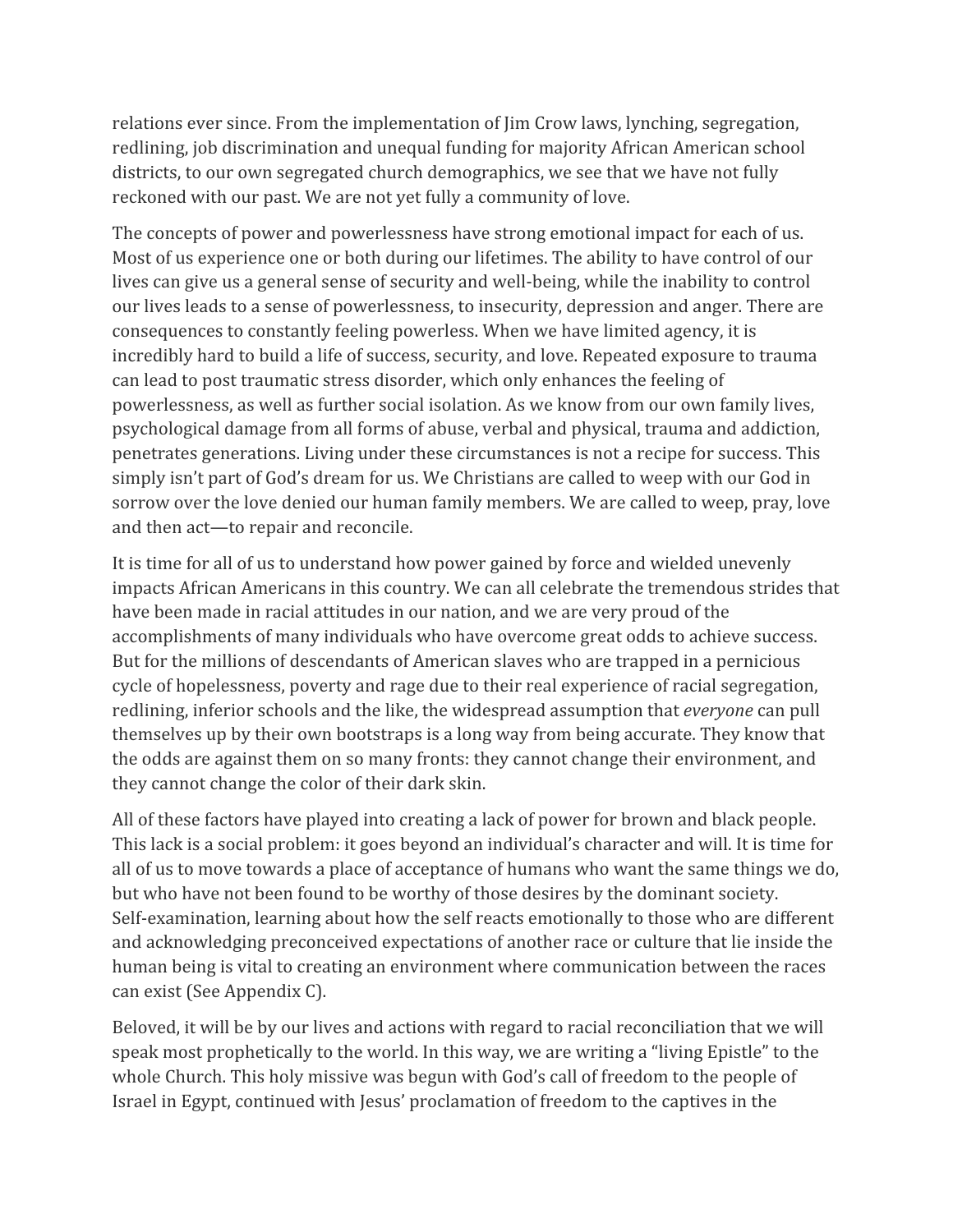relations ever since. From the implementation of Jim Crow laws, lynching, segregation, redlining, job discrimination and unequal funding for majority African American school districts, to our own segregated church demographics, we see that we have not fully reckoned with our past. We are not yet fully a community of love.

The concepts of power and powerlessness have strong emotional impact for each of us. Most of us experience one or both during our lifetimes. The ability to have control of our lives can give us a general sense of security and well-being, while the inability to control our lives leads to a sense of powerlessness, to insecurity, depression and anger. There are consequences to constantly feeling powerless. When we have limited agency, it is incredibly hard to build a life of success, security, and love. Repeated exposure to trauma can lead to post traumatic stress disorder, which only enhances the feeling of powerlessness, as well as further social isolation. As we know from our own family lives, psychological damage from all forms of abuse, verbal and physical, trauma and addiction, penetrates generations. Living under these circumstances is not a recipe for success. This simply isn't part of God's dream for us. We Christians are called to weep with our God in sorrow over the love denied our human family members. We are called to weep, pray, love and then act—to repair and reconcile.

It is time for all of us to understand how power gained by force and wielded unevenly impacts African Americans in this country. We can all celebrate the tremendous strides that have been made in racial attitudes in our nation, and we are very proud of the accomplishments of many individuals who have overcome great odds to achieve success. But for the millions of descendants of American slaves who are trapped in a pernicious cycle of hopelessness, poverty and rage due to their real experience of racial segregation, redlining, inferior schools and the like, the widespread assumption that *everyone* can pull themselves up by their own bootstraps is a long way from being accurate. They know that the odds are against them on so many fronts: they cannot change their environment, and they cannot change the color of their dark skin.

All of these factors have played into creating a lack of power for brown and black people. This lack is a social problem: it goes beyond an individual's character and will. It is time for all of us to move towards a place of acceptance of humans who want the same things we do, but who have not been found to be worthy of those desires by the dominant society. Self-examination, learning about how the self reacts emotionally to those who are different and acknowledging preconceived expectations of another race or culture that lie inside the human being is vital to creating an environment where communication between the races can exist (See Appendix C).

Beloved, it will be by our lives and actions with regard to racial reconciliation that we will speak most prophetically to the world. In this way, we are writing a "living Epistle" to the whole Church. This holy missive was begun with God's call of freedom to the people of Israel in Egypt, continued with Jesus' proclamation of freedom to the captives in the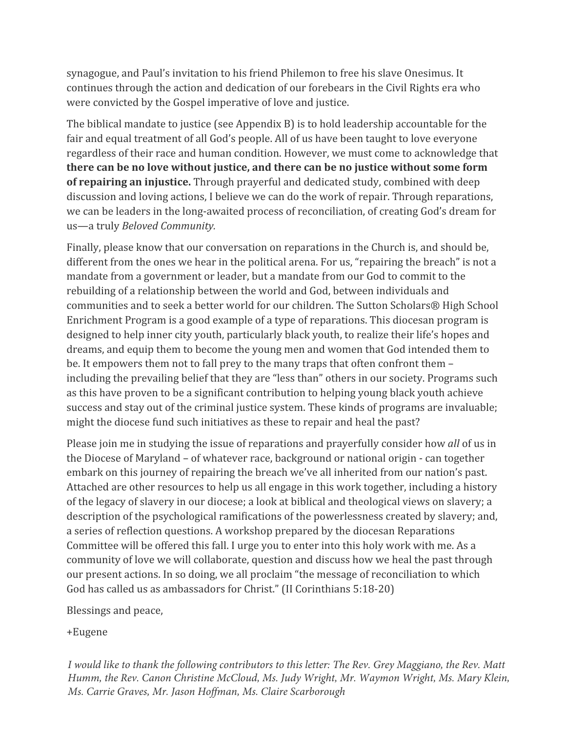synagogue, and Paul's invitation to his friend Philemon to free his slave Onesimus. It continues through the action and dedication of our forebears in the Civil Rights era who were convicted by the Gospel imperative of love and justice.

The biblical mandate to justice (see Appendix B) is to hold leadership accountable for the fair and equal treatment of all God's people. All of us have been taught to love everyone regardless of their race and human condition. However, we must come to acknowledge that **there can be no love without justice, and there can be no justice without some form of repairing an injustice.** Through prayerful and dedicated study, combined with deep discussion and loving actions, I believe we can do the work of repair. Through reparations, we can be leaders in the long-awaited process of reconciliation, of creating God's dream for us—a truly *Beloved Community.*

Finally, please know that our conversation on reparations in the Church is, and should be, different from the ones we hear in the political arena. For us, "repairing the breach" is not a mandate from a government or leader, but a mandate from our God to commit to the rebuilding of a relationship between the world and God, between individuals and communities and to seek a better world for our children. The Sutton Scholars® High School Enrichment Program is a good example of a type of reparations. This diocesan program is designed to help inner city youth, particularly black youth, to realize their life's hopes and dreams, and equip them to become the young men and women that God intended them to be. It empowers them not to fall prey to the many traps that often confront them – including the prevailing belief that they are "less than" others in our society. Programs such as this have proven to be a significant contribution to helping young black youth achieve success and stay out of the criminal justice system. These kinds of programs are invaluable; might the diocese fund such initiatives as these to repair and heal the past?

Please join me in studying the issue of reparations and prayerfully consider how *all* of us in the Diocese of Maryland – of whatever race, background or national origin - can together embark on this journey of repairing the breach we've all inherited from our nation's past. Attached are other resources to help us all engage in this work together, including a history of the legacy of slavery in our diocese; a look at biblical and theological views on slavery; a description of the psychological ramifications of the powerlessness created by slavery; and, a series of reflection questions. A workshop prepared by the diocesan Reparations Committee will be offered this fall. I urge you to enter into this holy work with me. As a community of love we will collaborate, question and discuss how we heal the past through our present actions. In so doing, we all proclaim "the message of reconciliation to which God has called us as ambassadors for Christ." (II Corinthians 5:18-20)

Blessings and peace,

+Eugene

*I would like to thank the following contributors to this letter: The Rev. Grey Maggiano, the Rev. Matt Humm, the Rev. Canon Christine McCloud, Ms. Judy Wright, Mr. Waymon Wright, Ms. Mary Klein, Ms. Carrie Graves, Mr. Jason Hoffman, Ms. Claire Scarborough*